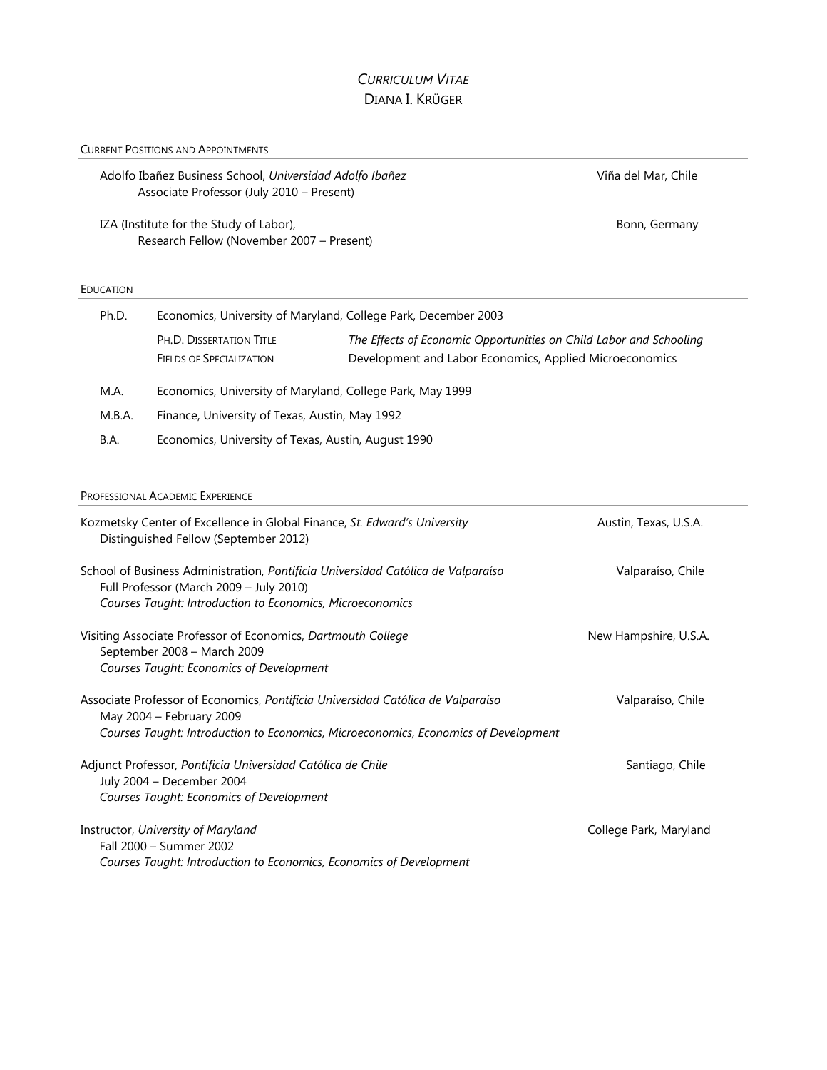# *CURRICULUM VITAE*
# DIANA I. KRÜGER

## CURRENT POSITIONS AND APPOINTMENTS

Adolfo Ibañez Business School, *Universidad Adolfo Ibañez* — Viña del Mar, Chile
Associate Professor (July 2010 – Present)

IZA (Institute for the Study of Labor), — Bonn, Germany
Research Fellow (November 2007 – Present)

## EDUCATION

**Ph.D.** Economics, University of Maryland, College Park, December 2003

| | |
|---|---|
| PH.D. DISSERTATION TITLE | *The Effects of Economic Opportunities on Child Labor and Schooling* |
| FIELDS OF SPECIALIZATION | Development and Labor Economics, Applied Microeconomics |

**M.A.** Economics, University of Maryland, College Park, May 1999

**M.B.A.** Finance, University of Texas, Austin, May 1992

**B.A.** Economics, University of Texas, Austin, August 1990

## PROFESSIONAL ACADEMIC EXPERIENCE

Kozmetsky Center of Excellence in Global Finance, *St. Edward's University* — Austin, Texas, U.S.A.
Distinguished Fellow (September 2012)

School of Business Administration, *Pontificia Universidad Católica de Valparaíso* — Valparaíso, Chile
Full Professor (March 2009 – July 2010)
*Courses Taught: Introduction to Economics, Microeconomics*

Visiting Associate Professor of Economics, *Dartmouth College* — New Hampshire, U.S.A.
September 2008 – March 2009
*Courses Taught: Economics of Development*

Associate Professor of Economics, *Pontificia Universidad Católica de Valparaíso* — Valparaíso, Chile
May 2004 – February 2009
*Courses Taught: Introduction to Economics, Microeconomics, Economics of Development*

Adjunct Professor, *Pontificia Universidad Católica de Chile* — Santiago, Chile
July 2004 – December 2004
*Courses Taught: Economics of Development*

Instructor, *University of Maryland* — College Park, Maryland
Fall 2000 – Summer 2002
*Courses Taught: Introduction to Economics, Economics of Development*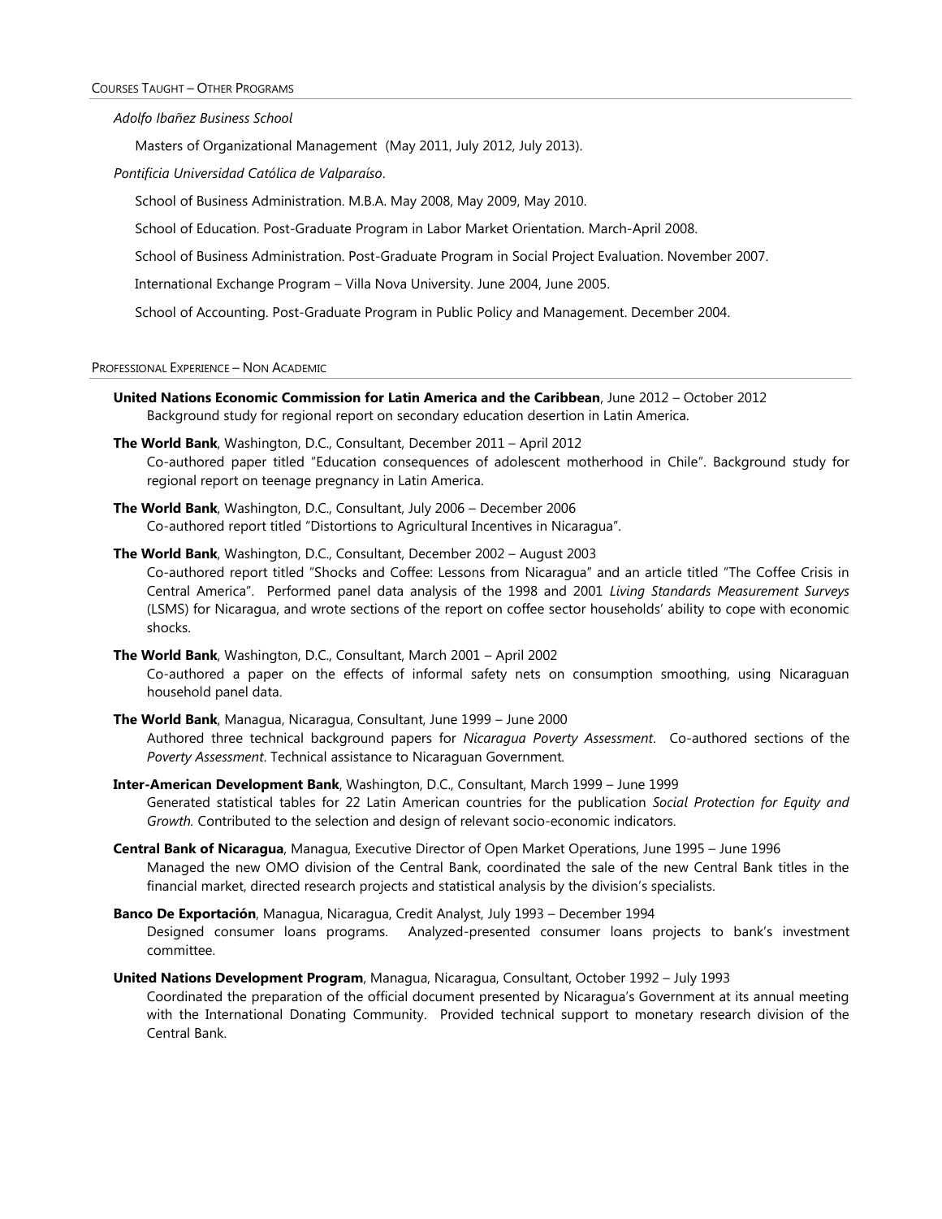## Courses Taught – Other Programs

*Adolfo Ibañez Business School*

Masters of Organizational Management (May 2011, July 2012, July 2013).

*Pontificia Universidad Católica de Valparaíso*.

School of Business Administration. M.B.A. May 2008, May 2009, May 2010.

School of Education. Post-Graduate Program in Labor Market Orientation. March-April 2008.

School of Business Administration. Post-Graduate Program in Social Project Evaluation. November 2007.

International Exchange Program – Villa Nova University. June 2004, June 2005.

School of Accounting. Post-Graduate Program in Public Policy and Management. December 2004.

## Professional Experience – Non Academic

**United Nations Economic Commission for Latin America and the Caribbean**, June 2012 – October 2012
Background study for regional report on secondary education desertion in Latin America.

**The World Bank**, Washington, D.C., Consultant, December 2011 – April 2012
Co-authored paper titled "Education consequences of adolescent motherhood in Chile". Background study for regional report on teenage pregnancy in Latin America.

**The World Bank**, Washington, D.C., Consultant, July 2006 – December 2006
Co-authored report titled "Distortions to Agricultural Incentives in Nicaragua".

**The World Bank**, Washington, D.C., Consultant, December 2002 – August 2003
Co-authored report titled "Shocks and Coffee: Lessons from Nicaragua" and an article titled "The Coffee Crisis in Central America". Performed panel data analysis of the 1998 and 2001 *Living Standards Measurement Surveys* (LSMS) for Nicaragua, and wrote sections of the report on coffee sector households' ability to cope with economic shocks.

**The World Bank**, Washington, D.C., Consultant, March 2001 – April 2002
Co-authored a paper on the effects of informal safety nets on consumption smoothing, using Nicaraguan household panel data.

**The World Bank**, Managua, Nicaragua, Consultant, June 1999 – June 2000
Authored three technical background papers for *Nicaragua Poverty Assessment*. Co-authored sections of the *Poverty Assessment*. Technical assistance to Nicaraguan Government.

**Inter-American Development Bank**, Washington, D.C., Consultant, March 1999 – June 1999
Generated statistical tables for 22 Latin American countries for the publication *Social Protection for Equity and Growth.* Contributed to the selection and design of relevant socio-economic indicators.

**Central Bank of Nicaragua**, Managua, Executive Director of Open Market Operations, June 1995 – June 1996
Managed the new OMO division of the Central Bank, coordinated the sale of the new Central Bank titles in the financial market, directed research projects and statistical analysis by the division's specialists.

**Banco De Exportación**, Managua, Nicaragua, Credit Analyst, July 1993 – December 1994
Designed consumer loans programs. Analyzed-presented consumer loans projects to bank's investment committee.

**United Nations Development Program**, Managua, Nicaragua, Consultant, October 1992 – July 1993
Coordinated the preparation of the official document presented by Nicaragua's Government at its annual meeting with the International Donating Community. Provided technical support to monetary research division of the Central Bank.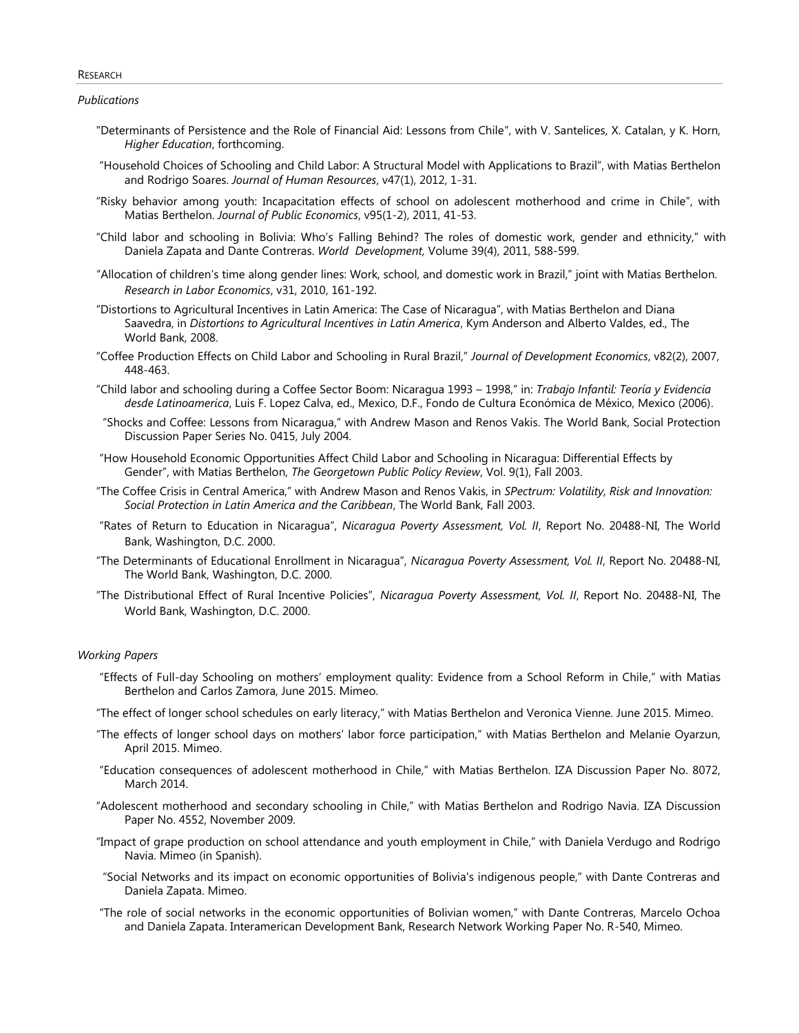## RESEARCH

### *Publications*

- "Determinants of Persistence and the Role of Financial Aid: Lessons from Chile", with V. Santelices, X. Catalan, y K. Horn, *Higher Education*, forthcoming.
- "Household Choices of Schooling and Child Labor: A Structural Model with Applications to Brazil", with Matias Berthelon and Rodrigo Soares. *Journal of Human Resources*, v47(1), 2012, 1-31.
- "Risky behavior among youth: Incapacitation effects of school on adolescent motherhood and crime in Chile", with Matias Berthelon. *Journal of Public Economics*, v95(1-2), 2011, 41-53.
- "Child labor and schooling in Bolivia: Who's Falling Behind? The roles of domestic work, gender and ethnicity," with Daniela Zapata and Dante Contreras. *World Development*, Volume 39(4), 2011, 588-599.
- "Allocation of children's time along gender lines: Work, school, and domestic work in Brazil," joint with Matias Berthelon. *Research in Labor Economics*, v31, 2010, 161-192.
- "Distortions to Agricultural Incentives in Latin America: The Case of Nicaragua", with Matias Berthelon and Diana Saavedra, in *Distortions to Agricultural Incentives in Latin America*, Kym Anderson and Alberto Valdes, ed., The World Bank, 2008.
- "Coffee Production Effects on Child Labor and Schooling in Rural Brazil," *Journal of Development Economics*, v82(2), 2007, 448-463.
- "Child labor and schooling during a Coffee Sector Boom: Nicaragua 1993 – 1998," in: *Trabajo Infantil: Teoría y Evidencia desde Latinoamerica*, Luis F. Lopez Calva, ed., Mexico, D.F., Fondo de Cultura Económica de México, Mexico (2006).
- "Shocks and Coffee: Lessons from Nicaragua," with Andrew Mason and Renos Vakis. The World Bank, Social Protection Discussion Paper Series No. 0415, July 2004.
- "How Household Economic Opportunities Affect Child Labor and Schooling in Nicaragua: Differential Effects by Gender", with Matias Berthelon, *The Georgetown Public Policy Review*, Vol. 9(1), Fall 2003.
- "The Coffee Crisis in Central America," with Andrew Mason and Renos Vakis, in *SPectrum: Volatility, Risk and Innovation: Social Protection in Latin America and the Caribbean*, The World Bank, Fall 2003.
- "Rates of Return to Education in Nicaragua", *Nicaragua Poverty Assessment, Vol. II*, Report No. 20488-NI, The World Bank, Washington, D.C. 2000.
- "The Determinants of Educational Enrollment in Nicaragua", *Nicaragua Poverty Assessment, Vol. II*, Report No. 20488-NI, The World Bank, Washington, D.C. 2000.
- "The Distributional Effect of Rural Incentive Policies", *Nicaragua Poverty Assessment, Vol. II*, Report No. 20488-NI, The World Bank, Washington, D.C. 2000.

### *Working Papers*

- "Effects of Full-day Schooling on mothers' employment quality: Evidence from a School Reform in Chile," with Matias Berthelon and Carlos Zamora, June 2015. Mimeo.
- "The effect of longer school schedules on early literacy," with Matias Berthelon and Veronica Vienne. June 2015. Mimeo.
- "The effects of longer school days on mothers' labor force participation," with Matias Berthelon and Melanie Oyarzun, April 2015. Mimeo.
- "Education consequences of adolescent motherhood in Chile," with Matias Berthelon. IZA Discussion Paper No. 8072, March 2014.
- "Adolescent motherhood and secondary schooling in Chile," with Matias Berthelon and Rodrigo Navia. IZA Discussion Paper No. 4552, November 2009.
- "Impact of grape production on school attendance and youth employment in Chile," with Daniela Verdugo and Rodrigo Navia. Mimeo (in Spanish).
- "Social Networks and its impact on economic opportunities of Bolivia's indigenous people," with Dante Contreras and Daniela Zapata. Mimeo.
- "The role of social networks in the economic opportunities of Bolivian women," with Dante Contreras, Marcelo Ochoa and Daniela Zapata. Interamerican Development Bank, Research Network Working Paper No. R-540, Mimeo.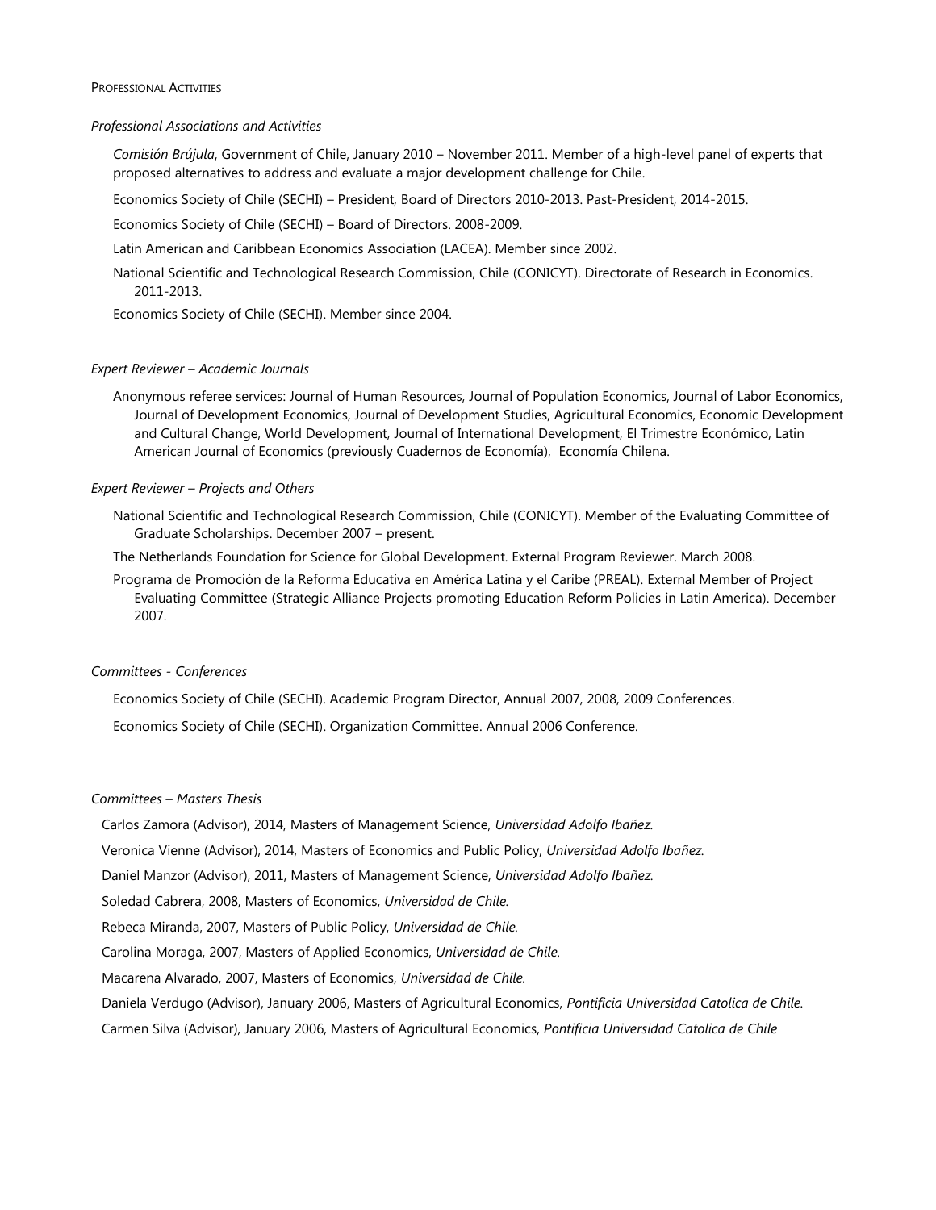## PROFESSIONAL ACTIVITIES

### *Professional Associations and Activities*

*Comisión Brújula*, Government of Chile, January 2010 – November 2011. Member of a high-level panel of experts that proposed alternatives to address and evaluate a major development challenge for Chile.

Economics Society of Chile (SECHI) – President, Board of Directors 2010-2013. Past-President, 2014-2015.

Economics Society of Chile (SECHI) – Board of Directors. 2008-2009.

Latin American and Caribbean Economics Association (LACEA). Member since 2002.

National Scientific and Technological Research Commission, Chile (CONICYT). Directorate of Research in Economics. 2011-2013.

Economics Society of Chile (SECHI). Member since 2004.

### *Expert Reviewer – Academic Journals*

Anonymous referee services: Journal of Human Resources, Journal of Population Economics, Journal of Labor Economics, Journal of Development Economics, Journal of Development Studies, Agricultural Economics, Economic Development and Cultural Change, World Development, Journal of International Development, El Trimestre Económico, Latin American Journal of Economics (previously Cuadernos de Economía), Economía Chilena.

### *Expert Reviewer – Projects and Others*

National Scientific and Technological Research Commission, Chile (CONICYT). Member of the Evaluating Committee of Graduate Scholarships. December 2007 – present.

The Netherlands Foundation for Science for Global Development. External Program Reviewer. March 2008.

Programa de Promoción de la Reforma Educativa en América Latina y el Caribe (PREAL). External Member of Project Evaluating Committee (Strategic Alliance Projects promoting Education Reform Policies in Latin America). December 2007.

### *Committees - Conferences*

Economics Society of Chile (SECHI). Academic Program Director, Annual 2007, 2008, 2009 Conferences.

Economics Society of Chile (SECHI). Organization Committee. Annual 2006 Conference.

### *Committees – Masters Thesis*

Carlos Zamora (Advisor), 2014, Masters of Management Science, *Universidad Adolfo Ibañez.*

Veronica Vienne (Advisor), 2014, Masters of Economics and Public Policy, *Universidad Adolfo Ibañez.*

Daniel Manzor (Advisor), 2011, Masters of Management Science, *Universidad Adolfo Ibañez.*

Soledad Cabrera, 2008, Masters of Economics, *Universidad de Chile.*

Rebeca Miranda, 2007, Masters of Public Policy, *Universidad de Chile.*

Carolina Moraga, 2007, Masters of Applied Economics, *Universidad de Chile.*

Macarena Alvarado, 2007, Masters of Economics, *Universidad de Chile.*

Daniela Verdugo (Advisor), January 2006, Masters of Agricultural Economics, *Pontificia Universidad Catolica de Chile.*

Carmen Silva (Advisor), January 2006, Masters of Agricultural Economics, *Pontificia Universidad Catolica de Chile*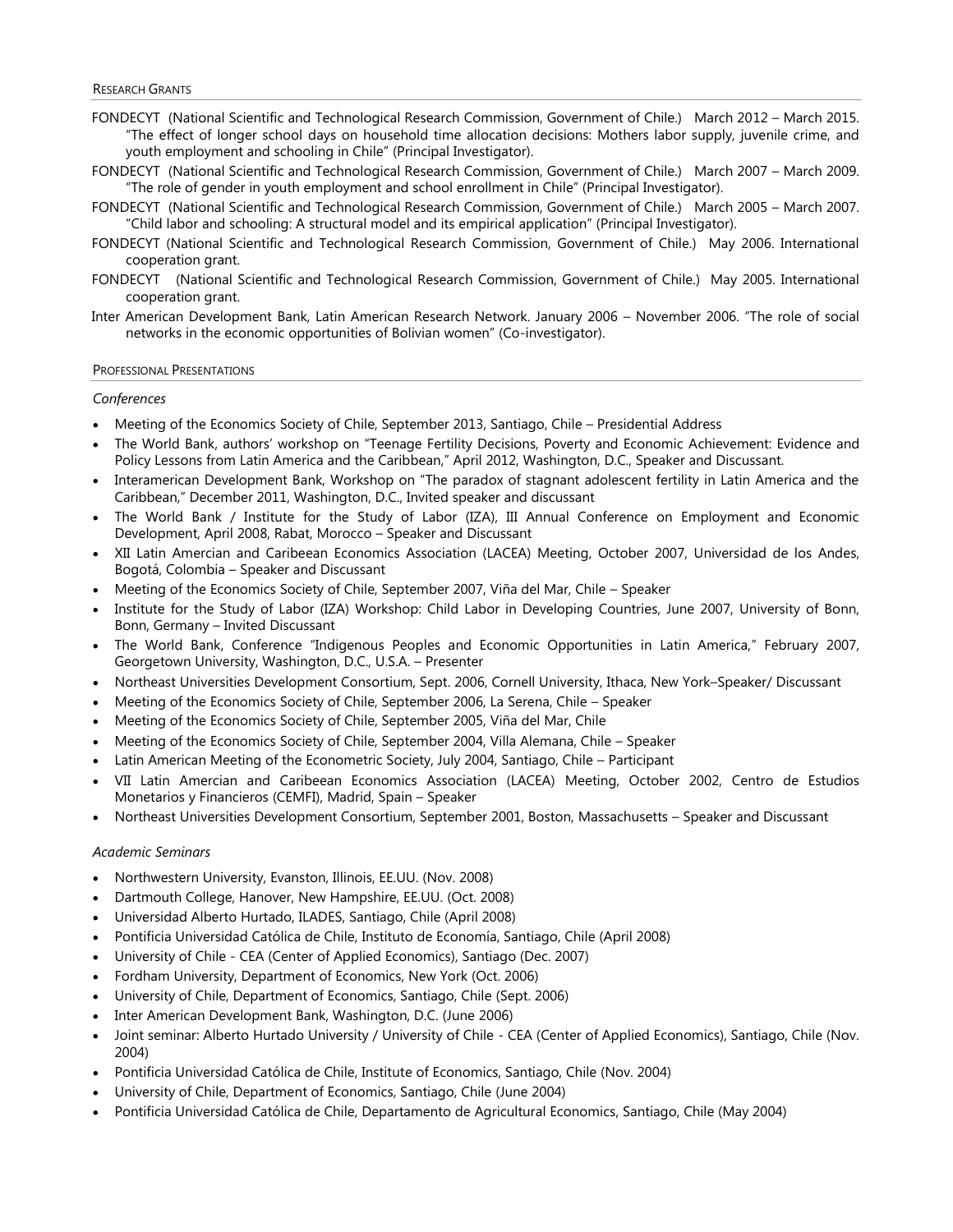## Research Grants

FONDECYT (National Scientific and Technological Research Commission, Government of Chile.) March 2012 – March 2015. "The effect of longer school days on household time allocation decisions: Mothers labor supply, juvenile crime, and youth employment and schooling in Chile" (Principal Investigator).

FONDECYT (National Scientific and Technological Research Commission, Government of Chile.) March 2007 – March 2009. "The role of gender in youth employment and school enrollment in Chile" (Principal Investigator).

FONDECYT (National Scientific and Technological Research Commission, Government of Chile.) March 2005 – March 2007. "Child labor and schooling: A structural model and its empirical application" (Principal Investigator).

FONDECYT (National Scientific and Technological Research Commission, Government of Chile.) May 2006. International cooperation grant.

FONDECYT (National Scientific and Technological Research Commission, Government of Chile.) May 2005. International cooperation grant.

Inter American Development Bank, Latin American Research Network. January 2006 – November 2006. "The role of social networks in the economic opportunities of Bolivian women" (Co-investigator).

## Professional Presentations

*Conferences*

- Meeting of the Economics Society of Chile, September 2013, Santiago, Chile – Presidential Address
- The World Bank, authors' workshop on "Teenage Fertility Decisions, Poverty and Economic Achievement: Evidence and Policy Lessons from Latin America and the Caribbean," April 2012, Washington, D.C., Speaker and Discussant.
- Interamerican Development Bank, Workshop on "The paradox of stagnant adolescent fertility in Latin America and the Caribbean," December 2011, Washington, D.C., Invited speaker and discussant
- The World Bank / Institute for the Study of Labor (IZA), III Annual Conference on Employment and Economic Development, April 2008, Rabat, Morocco – Speaker and Discussant
- XII Latin Amercian and Caribeean Economics Association (LACEA) Meeting, October 2007, Universidad de los Andes, Bogotá, Colombia – Speaker and Discussant
- Meeting of the Economics Society of Chile, September 2007, Viña del Mar, Chile – Speaker
- Institute for the Study of Labor (IZA) Workshop: Child Labor in Developing Countries, June 2007, University of Bonn, Bonn, Germany – Invited Discussant
- The World Bank, Conference "Indigenous Peoples and Economic Opportunities in Latin America," February 2007, Georgetown University, Washington, D.C., U.S.A. – Presenter
- Northeast Universities Development Consortium, Sept. 2006, Cornell University, Ithaca, New York–Speaker/ Discussant
- Meeting of the Economics Society of Chile, September 2006, La Serena, Chile – Speaker
- Meeting of the Economics Society of Chile, September 2005, Viña del Mar, Chile
- Meeting of the Economics Society of Chile, September 2004, Villa Alemana, Chile – Speaker
- Latin American Meeting of the Econometric Society, July 2004, Santiago, Chile – Participant
- VII Latin Amercian and Caribeean Economics Association (LACEA) Meeting, October 2002, Centro de Estudios Monetarios y Financieros (CEMFI), Madrid, Spain – Speaker
- Northeast Universities Development Consortium, September 2001, Boston, Massachusetts – Speaker and Discussant

*Academic Seminars*

- Northwestern University, Evanston, Illinois, EE.UU. (Nov. 2008)
- Dartmouth College, Hanover, New Hampshire, EE.UU. (Oct. 2008)
- Universidad Alberto Hurtado, ILADES, Santiago, Chile (April 2008)
- Pontificia Universidad Católica de Chile, Instituto de Economía, Santiago, Chile (April 2008)
- University of Chile - CEA (Center of Applied Economics), Santiago (Dec. 2007)
- Fordham University, Department of Economics, New York (Oct. 2006)
- University of Chile, Department of Economics, Santiago, Chile (Sept. 2006)
- Inter American Development Bank, Washington, D.C. (June 2006)
- Joint seminar: Alberto Hurtado University / University of Chile - CEA (Center of Applied Economics), Santiago, Chile (Nov. 2004)
- Pontificia Universidad Católica de Chile, Institute of Economics, Santiago, Chile (Nov. 2004)
- University of Chile, Department of Economics, Santiago, Chile (June 2004)
- Pontificia Universidad Católica de Chile, Departamento de Agricultural Economics, Santiago, Chile (May 2004)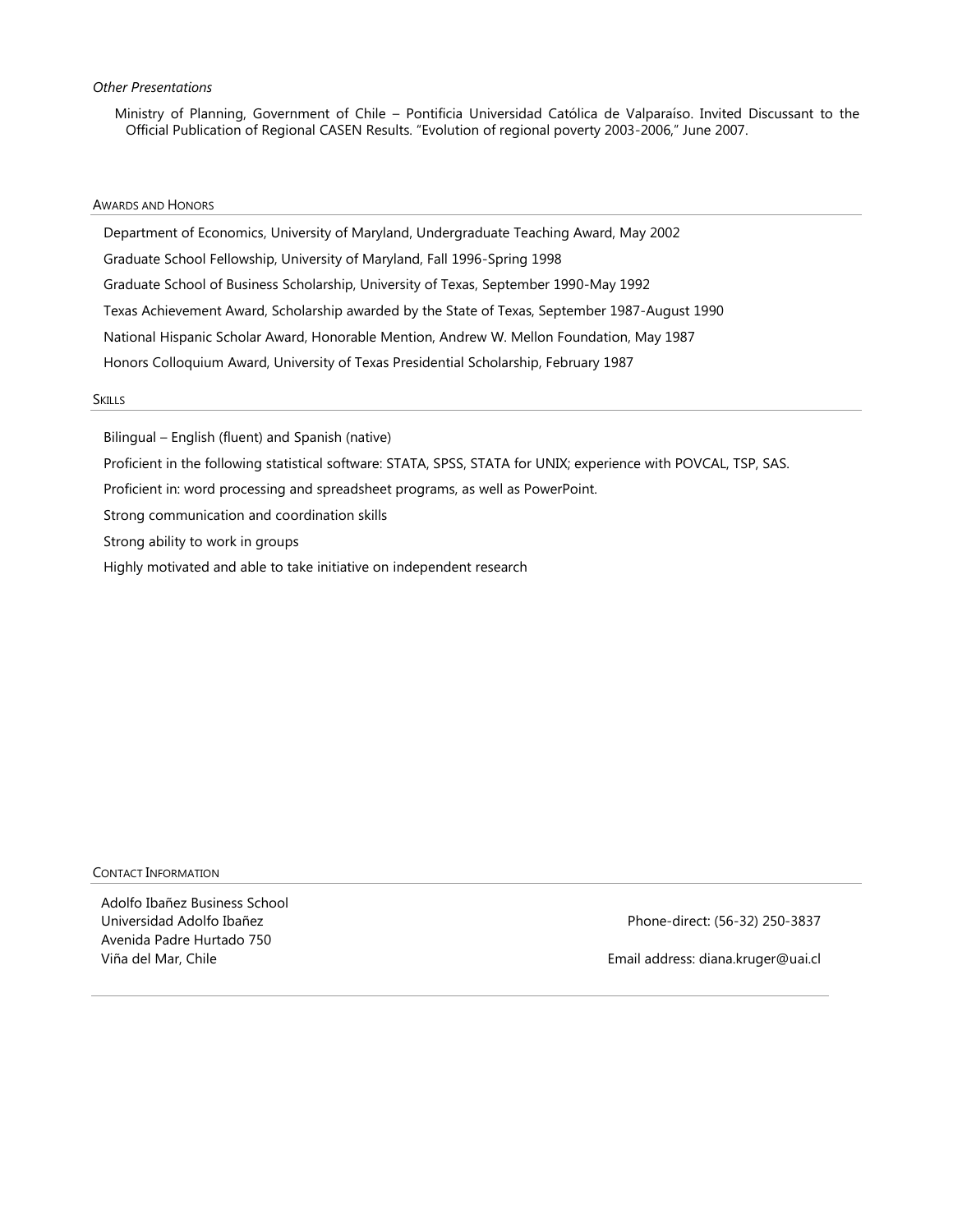*Other Presentations*

Ministry of Planning, Government of Chile – Pontificia Universidad Católica de Valparaíso. Invited Discussant to the Official Publication of Regional CASEN Results. "Evolution of regional poverty 2003-2006," June 2007.

## Awards and Honors

Department of Economics, University of Maryland, Undergraduate Teaching Award, May 2002

Graduate School Fellowship, University of Maryland, Fall 1996-Spring 1998

Graduate School of Business Scholarship, University of Texas, September 1990-May 1992

Texas Achievement Award, Scholarship awarded by the State of Texas, September 1987-August 1990

National Hispanic Scholar Award, Honorable Mention, Andrew W. Mellon Foundation, May 1987

Honors Colloquium Award, University of Texas Presidential Scholarship, February 1987

## Skills

Bilingual – English (fluent) and Spanish (native)

Proficient in the following statistical software: STATA, SPSS, STATA for UNIX; experience with POVCAL, TSP, SAS.

Proficient in: word processing and spreadsheet programs, as well as PowerPoint.

Strong communication and coordination skills

Strong ability to work in groups

Highly motivated and able to take initiative on independent research

## Contact Information

Adolfo Ibañez Business School
Universidad Adolfo Ibañez
Avenida Padre Hurtado 750
Viña del Mar, Chile

Phone-direct: (56-32) 250-3837

Email address: diana.kruger@uai.cl